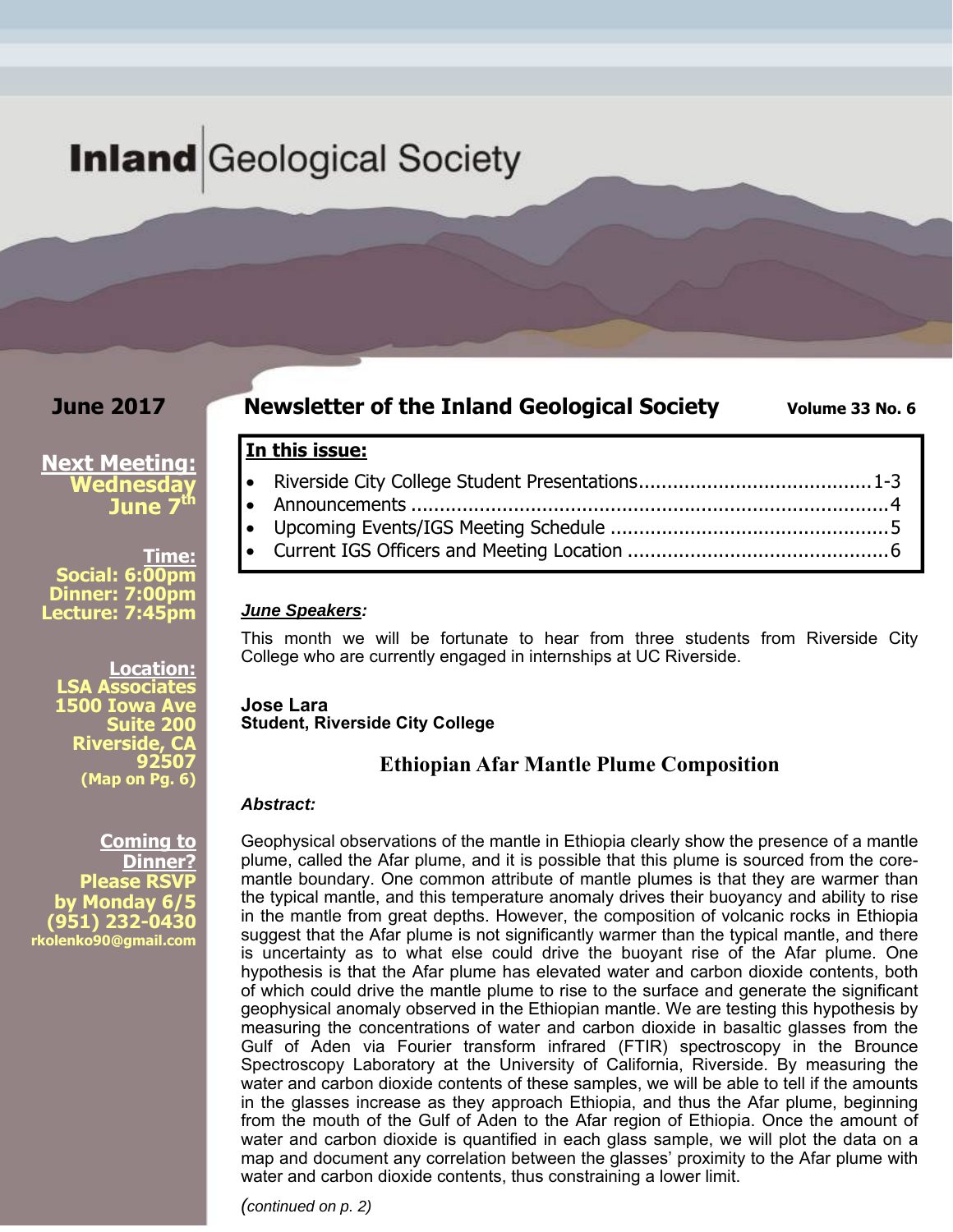# Inland Geological Society

**June 2017**

## Newsletter of the Inland Geological Society

**Volume 33 No. 6**

**Next Meeting:**
**Wednesday June 7th**

**Time:**
**Social: 6:00pm**
**Dinner: 7:00pm**
**Lecture: 7:45pm**

**Location:**
**LSA Associates**
**1500 Iowa Ave**
**Suite 200**
**Riverside, CA 92507**
**(Map on Pg. 6)**

**Coming to Dinner?**
**Please RSVP by Monday 6/5**
**(951) 232-0430**
**rkolenko90@gmail.com**

**In this issue:**

- Riverside City College Student Presentations........................................1-3
- Announcements .................................................................................4
- Upcoming Events/IGS Meeting Schedule ................................................5
- Current IGS Officers and Meeting Location ............................................6

***June Speakers:***

This month we will be fortunate to hear from three students from Riverside City College who are currently engaged in internships at UC Riverside.

**Jose Lara**
**Student, Riverside City College**

### Ethiopian Afar Mantle Plume Composition

***Abstract:***

Geophysical observations of the mantle in Ethiopia clearly show the presence of a mantle plume, called the Afar plume, and it is possible that this plume is sourced from the core-mantle boundary. One common attribute of mantle plumes is that they are warmer than the typical mantle, and this temperature anomaly drives their buoyancy and ability to rise in the mantle from great depths. However, the composition of volcanic rocks in Ethiopia suggest that the Afar plume is not significantly warmer than the typical mantle, and there is uncertainty as to what else could drive the buoyant rise of the Afar plume. One hypothesis is that the Afar plume has elevated water and carbon dioxide contents, both of which could drive the mantle plume to rise to the surface and generate the significant geophysical anomaly observed in the Ethiopian mantle. We are testing this hypothesis by measuring the concentrations of water and carbon dioxide in basaltic glasses from the Gulf of Aden via Fourier transform infrared (FTIR) spectroscopy in the Brounce Spectroscopy Laboratory at the University of California, Riverside. By measuring the water and carbon dioxide contents of these samples, we will be able to tell if the amounts in the glasses increase as they approach Ethiopia, and thus the Afar plume, beginning from the mouth of the Gulf of Aden to the Afar region of Ethiopia. Once the amount of water and carbon dioxide is quantified in each glass sample, we will plot the data on a map and document any correlation between the glasses' proximity to the Afar plume with water and carbon dioxide contents, thus constraining a lower limit.

*(continued on p. 2)*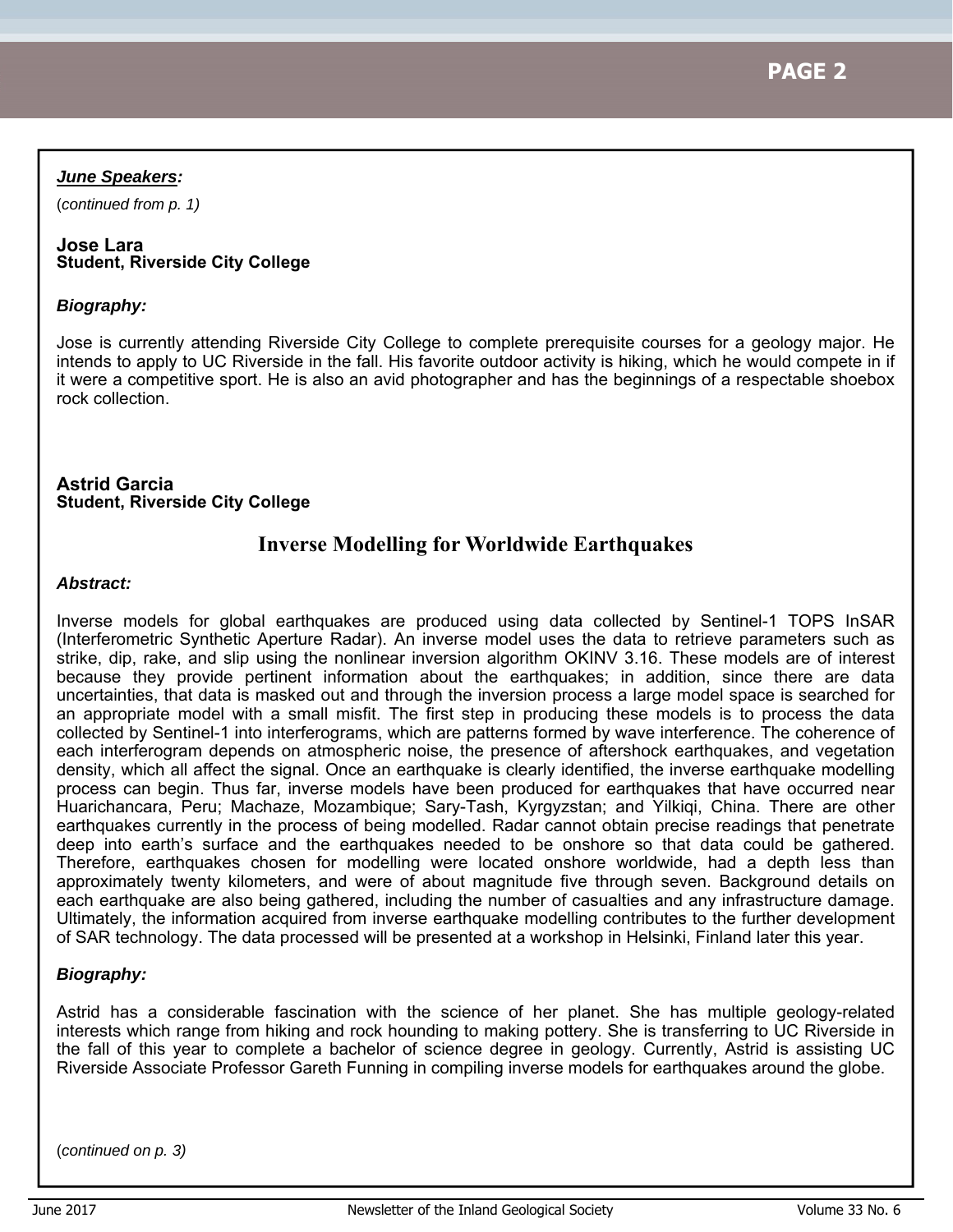***June Speakers:***

(*continued from p. 1*)

**Jose Lara**
**Student, Riverside City College**

***Biography:***

Jose is currently attending Riverside City College to complete prerequisite courses for a geology major. He intends to apply to UC Riverside in the fall. His favorite outdoor activity is hiking, which he would compete in if it were a competitive sport. He is also an avid photographer and has the beginnings of a respectable shoebox rock collection.

**Astrid Garcia**
**Student, Riverside City College**

## Inverse Modelling for Worldwide Earthquakes

***Abstract:***

Inverse models for global earthquakes are produced using data collected by Sentinel-1 TOPS InSAR (Interferometric Synthetic Aperture Radar). An inverse model uses the data to retrieve parameters such as strike, dip, rake, and slip using the nonlinear inversion algorithm OKINV 3.16. These models are of interest because they provide pertinent information about the earthquakes; in addition, since there are data uncertainties, that data is masked out and through the inversion process a large model space is searched for an appropriate model with a small misfit. The first step in producing these models is to process the data collected by Sentinel-1 into interferograms, which are patterns formed by wave interference. The coherence of each interferogram depends on atmospheric noise, the presence of aftershock earthquakes, and vegetation density, which all affect the signal. Once an earthquake is clearly identified, the inverse earthquake modelling process can begin. Thus far, inverse models have been produced for earthquakes that have occurred near Huarichancara, Peru; Machaze, Mozambique; Sary-Tash, Kyrgyzstan; and Yilkiqi, China. There are other earthquakes currently in the process of being modelled. Radar cannot obtain precise readings that penetrate deep into earth's surface and the earthquakes needed to be onshore so that data could be gathered. Therefore, earthquakes chosen for modelling were located onshore worldwide, had a depth less than approximately twenty kilometers, and were of about magnitude five through seven. Background details on each earthquake are also being gathered, including the number of casualties and any infrastructure damage. Ultimately, the information acquired from inverse earthquake modelling contributes to the further development of SAR technology. The data processed will be presented at a workshop in Helsinki, Finland later this year.

***Biography:***

Astrid has a considerable fascination with the science of her planet. She has multiple geology-related interests which range from hiking and rock hounding to making pottery. She is transferring to UC Riverside in the fall of this year to complete a bachelor of science degree in geology. Currently, Astrid is assisting UC Riverside Associate Professor Gareth Funning in compiling inverse models for earthquakes around the globe.

(*continued on p. 3*)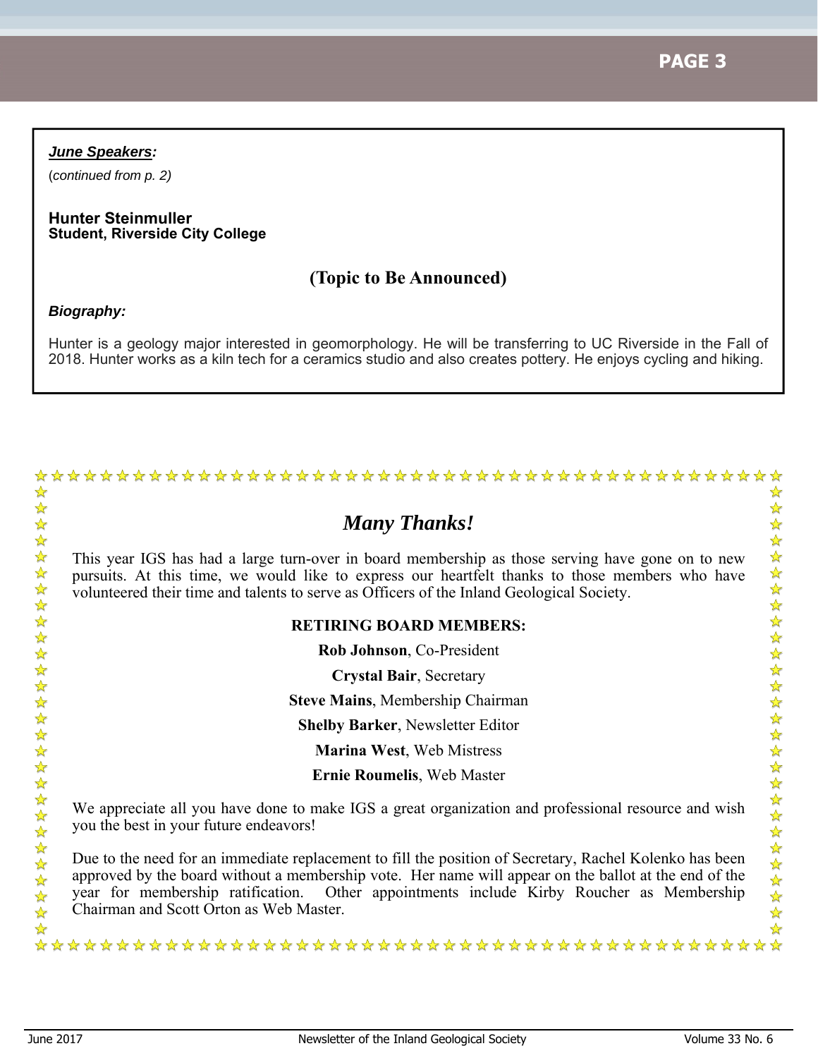***June Speakers:***

(*continued from p. 2*)

**Hunter Steinmuller**
**Student, Riverside City College**

## (Topic to Be Announced)

***Biography:***

Hunter is a geology major interested in geomorphology. He will be transferring to UC Riverside in the Fall of 2018. Hunter works as a kiln tech for a ceramics studio and also creates pottery. He enjoys cycling and hiking.

## *Many Thanks!*

This year IGS has had a large turn-over in board membership as those serving have gone on to new pursuits. At this time, we would like to express our heartfelt thanks to those members who have volunteered their time and talents to serve as Officers of the Inland Geological Society.

**RETIRING BOARD MEMBERS:**

**Rob Johnson**, Co-President

**Crystal Bair**, Secretary

**Steve Mains**, Membership Chairman

**Shelby Barker**, Newsletter Editor

**Marina West**, Web Mistress

**Ernie Roumelis**, Web Master

We appreciate all you have done to make IGS a great organization and professional resource and wish you the best in your future endeavors!

Due to the need for an immediate replacement to fill the position of Secretary, Rachel Kolenko has been approved by the board without a membership vote. Her name will appear on the ballot at the end of the year for membership ratification. Other appointments include Kirby Roucher as Membership Chairman and Scott Orton as Web Master.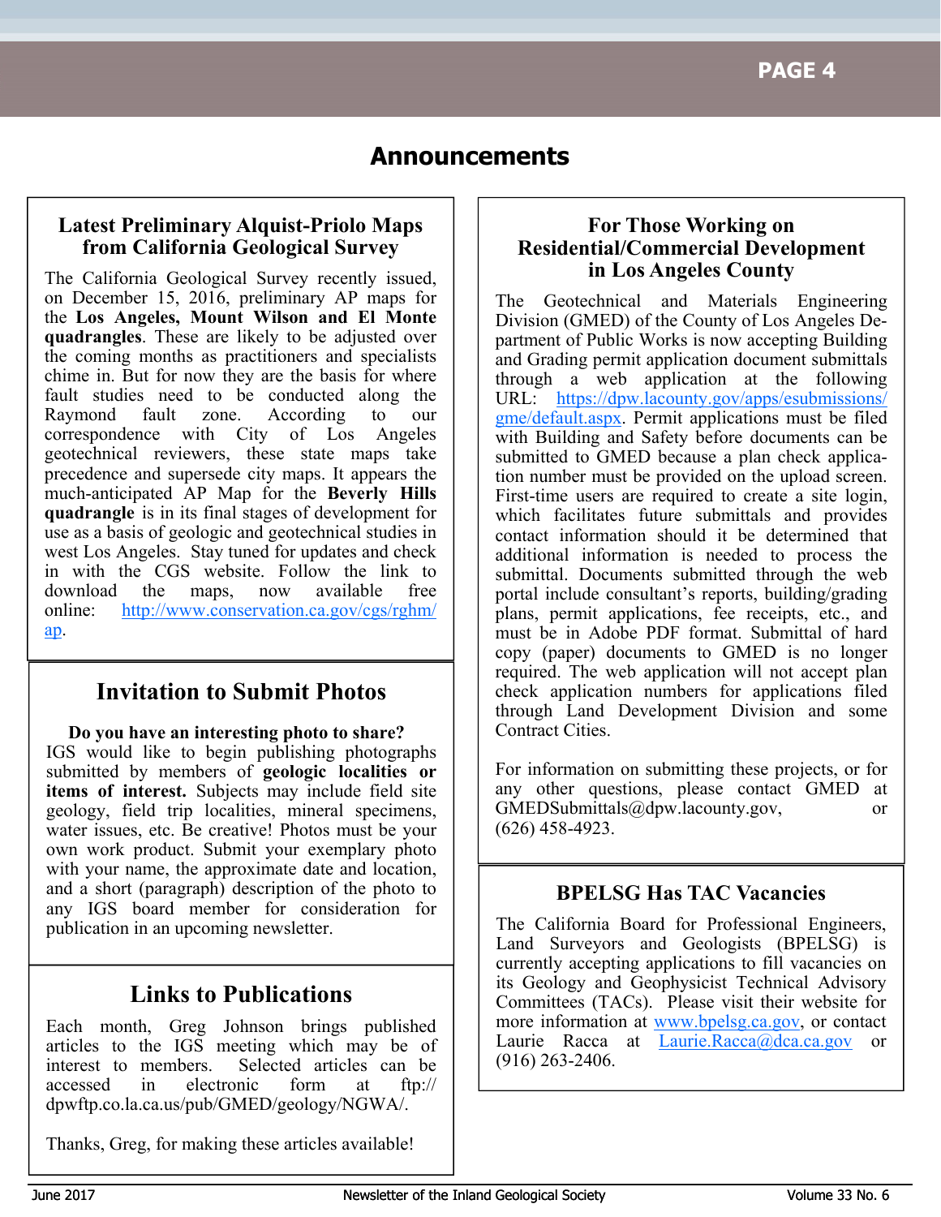# Announcements

## Latest Preliminary Alquist-Priolo Maps from California Geological Survey

The California Geological Survey recently issued, on December 15, 2016, preliminary AP maps for the **Los Angeles, Mount Wilson and El Monte quadrangles**. These are likely to be adjusted over the coming months as practitioners and specialists chime in. But for now they are the basis for where fault studies need to be conducted along the Raymond fault zone. According to our correspondence with City of Los Angeles geotechnical reviewers, these state maps take precedence and supersede city maps. It appears the much-anticipated AP Map for the **Beverly Hills quadrangle** is in its final stages of development for use as a basis of geologic and geotechnical studies in west Los Angeles. Stay tuned for updates and check in with the CGS website. Follow the link to download the maps, now available free online: http://www.conservation.ca.gov/cgs/rghm/ap.

## Invitation to Submit Photos

**Do you have an interesting photo to share?** IGS would like to begin publishing photographs submitted by members of **geologic localities or items of interest.** Subjects may include field site geology, field trip localities, mineral specimens, water issues, etc. Be creative! Photos must be your own work product. Submit your exemplary photo with your name, the approximate date and location, and a short (paragraph) description of the photo to any IGS board member for consideration for publication in an upcoming newsletter.

## Links to Publications

Each month, Greg Johnson brings published articles to the IGS meeting which may be of interest to members. Selected articles can be accessed in electronic form at ftp://dpwftp.co.la.ca.us/pub/GMED/geology/NGWA/.

Thanks, Greg, for making these articles available!

## For Those Working on Residential/Commercial Development in Los Angeles County

The Geotechnical and Materials Engineering Division (GMED) of the County of Los Angeles Department of Public Works is now accepting Building and Grading permit application document submittals through a web application at the following URL: https://dpw.lacounty.gov/apps/esubmissions/gme/default.aspx. Permit applications must be filed with Building and Safety before documents can be submitted to GMED because a plan check application number must be provided on the upload screen. First-time users are required to create a site login, which facilitates future submittals and provides contact information should it be determined that additional information is needed to process the submittal. Documents submitted through the web portal include consultant's reports, building/grading plans, permit applications, fee receipts, etc., and must be in Adobe PDF format. Submittal of hard copy (paper) documents to GMED is no longer required. The web application will not accept plan check application numbers for applications filed through Land Development Division and some Contract Cities.

For information on submitting these projects, or for any other questions, please contact GMED at GMEDSubmittals@dpw.lacounty.gov, or (626) 458-4923.

## BPELSG Has TAC Vacancies

The California Board for Professional Engineers, Land Surveyors and Geologists (BPELSG) is currently accepting applications to fill vacancies on its Geology and Geophysicist Technical Advisory Committees (TACs). Please visit their website for more information at www.bpelsg.ca.gov, or contact Laurie Racca at Laurie.Racca@dca.ca.gov or (916) 263-2406.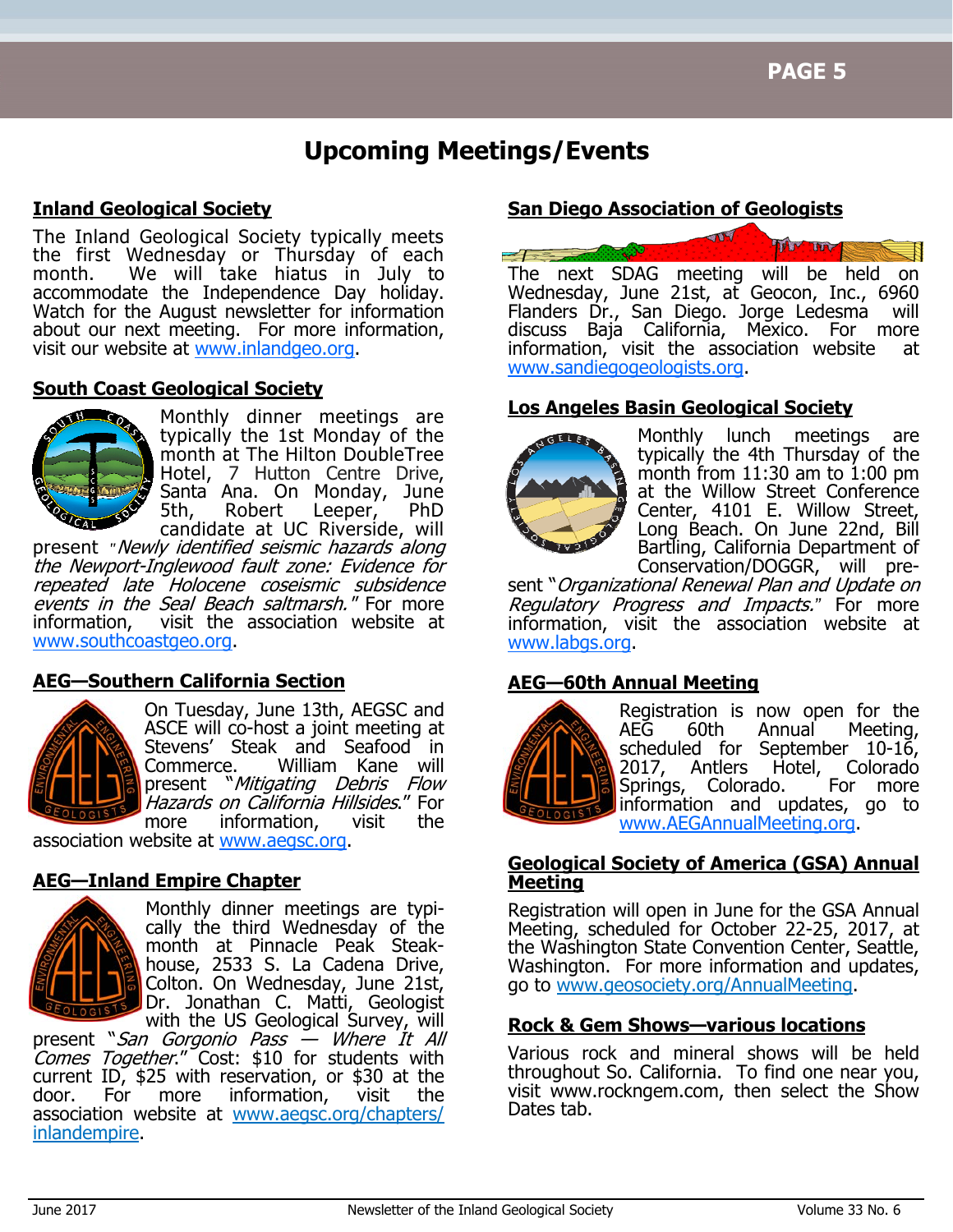# Upcoming Meetings/Events

## Inland Geological Society

The Inland Geological Society typically meets the first Wednesday or Thursday of each month. We will take hiatus in July to accommodate the Independence Day holiday. Watch for the August newsletter for information about our next meeting. For more information, visit our website at www.inlandgeo.org.

## South Coast Geological Society

Monthly dinner meetings are typically the 1st Monday of the month at The Hilton DoubleTree Hotel, 7 Hutton Centre Drive, Santa Ana. On Monday, June 5th, Robert Leeper, PhD candidate at UC Riverside, will present "*Newly identified seismic hazards along the Newport-Inglewood fault zone: Evidence for repeated late Holocene coseismic subsidence events in the Seal Beach saltmarsh.*" For more information, visit the association website at www.southcoastgeo.org.

## AEG—Southern California Section

On Tuesday, June 13th, AEGSC and ASCE will co-host a joint meeting at Stevens' Steak and Seafood in Commerce. William Kane will present "*Mitigating Debris Flow Hazards on California Hillsides*." For more information, visit the association website at www.aegsc.org.

## AEG—Inland Empire Chapter

Monthly dinner meetings are typically the third Wednesday of the month at Pinnacle Peak Steakhouse, 2533 S. La Cadena Drive, Colton. On Wednesday, June 21st, Dr. Jonathan C. Matti, Geologist with the US Geological Survey, will present "*San Gorgonio Pass — Where It All Comes Together*." Cost: $10 for students with current ID, $25 with reservation, or $30 at the door. For more information, visit the association website at www.aegsc.org/chapters/inlandempire.

## San Diego Association of Geologists

The next SDAG meeting will be held on Wednesday, June 21st, at Geocon, Inc., 6960 Flanders Dr., San Diego. Jorge Ledesma will discuss Baja California, Mexico. For more information, visit the association website at www.sandiegogeologists.org.

## Los Angeles Basin Geological Society

Monthly lunch meetings are typically the 4th Thursday of the month from 11:30 am to 1:00 pm at the Willow Street Conference Center, 4101 E. Willow Street, Long Beach. On June 22nd, Bill Bartling, California Department of Conservation/DOGGR, will present "*Organizational Renewal Plan and Update on Regulatory Progress and Impacts.*" For more information, visit the association website at www.labgs.org.

## AEG—60th Annual Meeting

Registration is now open for the AEG 60th Annual Meeting, scheduled for September 10-16, 2017, Antlers Hotel, Colorado Springs, Colorado. For more information and updates, go to www.AEGAnnualMeeting.org.

## Geological Society of America (GSA) Annual Meeting

Registration will open in June for the GSA Annual Meeting, scheduled for October 22-25, 2017, at the Washington State Convention Center, Seattle, Washington. For more information and updates, go to www.geosociety.org/AnnualMeeting.

## Rock & Gem Shows—various locations

Various rock and mineral shows will be held throughout So. California. To find one near you, visit www.rockngem.com, then select the Show Dates tab.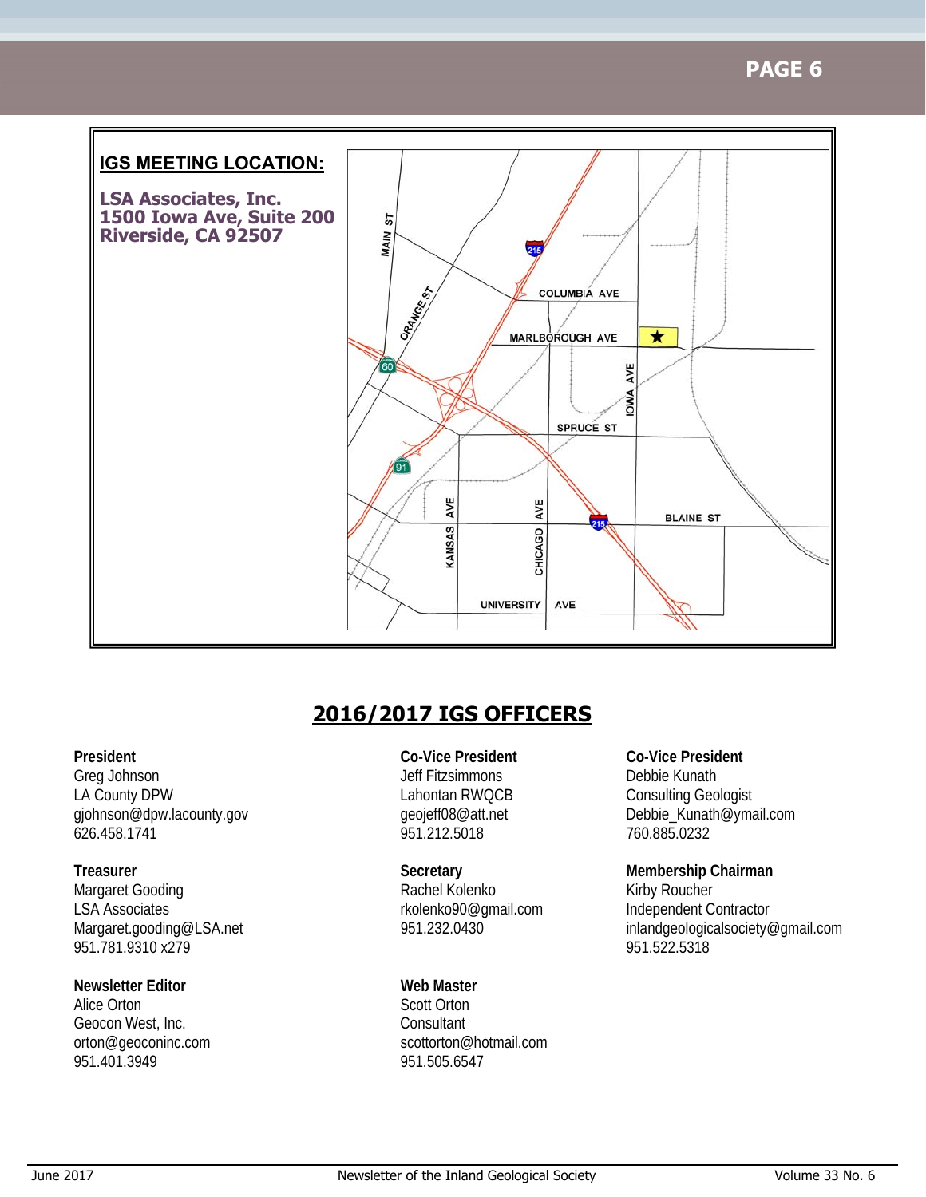## IGS MEETING LOCATION:

**LSA Associates, Inc.**
**1500 Iowa Ave, Suite 200**
**Riverside, CA 92507**

MAIN ST
215
ORANGE ST
COLUMBIA AVE
MARLBOROUGH AVE
60
IOWA AVE
SPRUCE ST
91
KANSAS AVE
CHICAGO AVE
215
BLAINE ST
UNIVERSITY AVE

## 2016/2017 IGS OFFICERS

**President**
Greg Johnson
LA County DPW
gjohnson@dpw.lacounty.gov
626.458.1741

**Co-Vice President**
Jeff Fitzsimmons
Lahontan RWQCB
geojeff08@att.net
951.212.5018

**Co-Vice President**
Debbie Kunath
Consulting Geologist
Debbie_Kunath@ymail.com
760.885.0232

**Treasurer**
Margaret Gooding
LSA Associates
Margaret.gooding@LSA.net
951.781.9310 x279

**Secretary**
Rachel Kolenko
rkolenko90@gmail.com
951.232.0430

**Membership Chairman**
Kirby Roucher
Independent Contractor
inlandgeologicalsociety@gmail.com
951.522.5318

**Newsletter Editor**
Alice Orton
Geocon West, Inc.
orton@geoconinc.com
951.401.3949

**Web Master**
Scott Orton
Consultant
scottorton@hotmail.com
951.505.6547